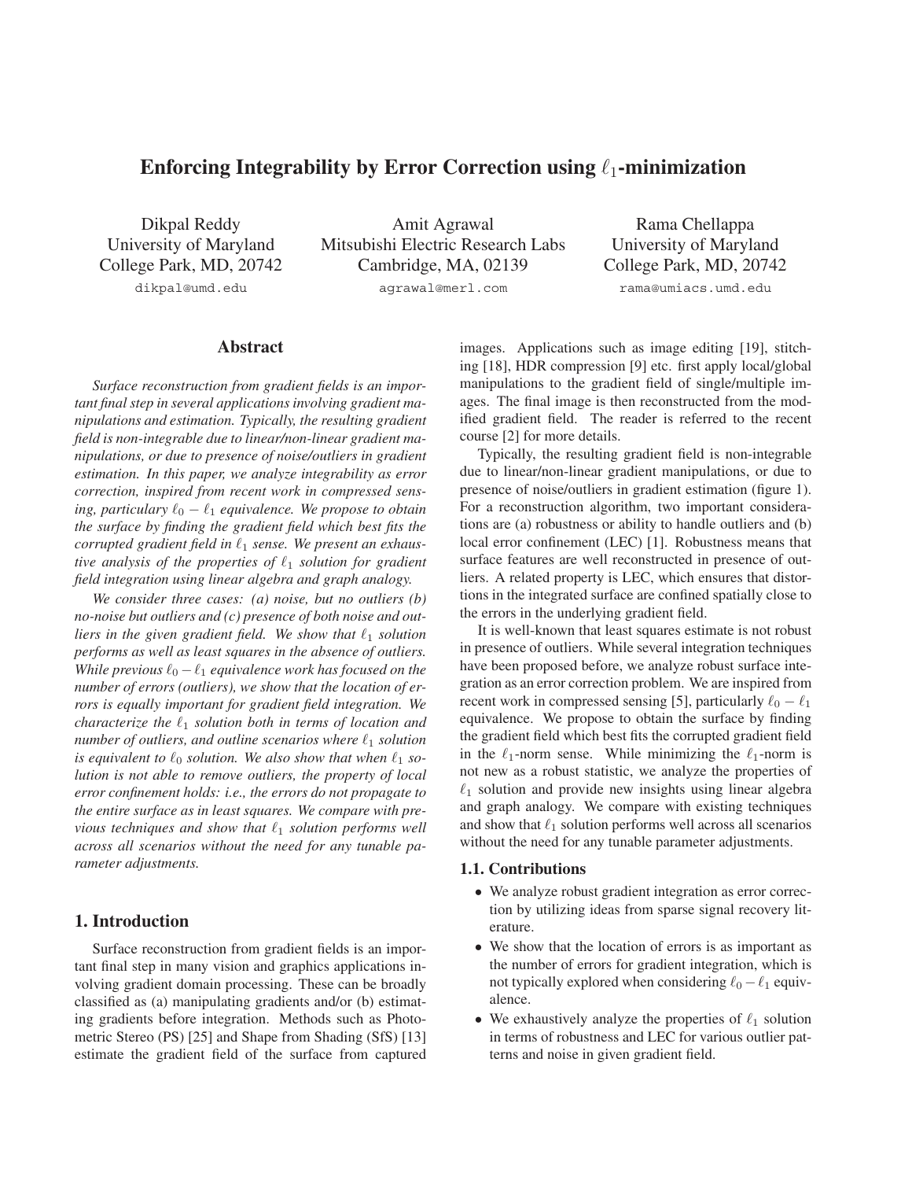# Enforcing Integrability by Error Correction using $\ell_1$-minimization

Dikpal Reddy
University of Maryland
College Park, MD, 20742
dikpal@umd.edu

Amit Agrawal
Mitsubishi Electric Research Labs
Cambridge, MA, 02139
agrawal@merl.com

Rama Chellappa
University of Maryland
College Park, MD, 20742
rama@umiacs.umd.edu

## Abstract

*Surface reconstruction from gradient fields is an important final step in several applications involving gradient manipulations and estimation. Typically, the resulting gradient field is non-integrable due to linear/non-linear gradient manipulations, or due to presence of noise/outliers in gradient estimation. In this paper, we analyze integrability as error correction, inspired from recent work in compressed sensing, particulary $\ell_0 - \ell_1$ equivalence. We propose to obtain the surface by finding the gradient field which best fits the corrupted gradient field in $\ell_1$ sense. We present an exhaustive analysis of the properties of $\ell_1$ solution for gradient field integration using linear algebra and graph analogy.*

*We consider three cases: (a) noise, but no outliers (b) no-noise but outliers and (c) presence of both noise and outliers in the given gradient field. We show that $\ell_1$ solution performs as well as least squares in the absence of outliers. While previous $\ell_0 - \ell_1$ equivalence work has focused on the number of errors (outliers), we show that the location of errors is equally important for gradient field integration. We characterize the $\ell_1$ solution both in terms of location and number of outliers, and outline scenarios where $\ell_1$ solution is equivalent to $\ell_0$ solution. We also show that when $\ell_1$ solution is not able to remove outliers, the property of local error confinement holds: i.e., the errors do not propagate to the entire surface as in least squares. We compare with previous techniques and show that $\ell_1$ solution performs well across all scenarios without the need for any tunable parameter adjustments.*

## 1. Introduction

Surface reconstruction from gradient fields is an important final step in many vision and graphics applications involving gradient domain processing. These can be broadly classified as (a) manipulating gradients and/or (b) estimating gradients before integration. Methods such as Photometric Stereo (PS) [25] and Shape from Shading (SfS) [13] estimate the gradient field of the surface from captured images. Applications such as image editing [19], stitching [18], HDR compression [9] etc. first apply local/global manipulations to the gradient field of single/multiple images. The final image is then reconstructed from the modified gradient field. The reader is referred to the recent course [2] for more details.

Typically, the resulting gradient field is non-integrable due to linear/non-linear gradient manipulations, or due to presence of noise/outliers in gradient estimation (figure 1). For a reconstruction algorithm, two important considerations are (a) robustness or ability to handle outliers and (b) local error confinement (LEC) [1]. Robustness means that surface features are well reconstructed in presence of outliers. A related property is LEC, which ensures that distortions in the integrated surface are confined spatially close to the errors in the underlying gradient field.

It is well-known that least squares estimate is not robust in presence of outliers. While several integration techniques have been proposed before, we analyze robust surface integration as an error correction problem. We are inspired from recent work in compressed sensing [5], particularly $\ell_0 - \ell_1$ equivalence. We propose to obtain the surface by finding the gradient field which best fits the corrupted gradient field in the $\ell_1$-norm sense. While minimizing the $\ell_1$-norm is not new as a robust statistic, we analyze the properties of $\ell_1$ solution and provide new insights using linear algebra and graph analogy. We compare with existing techniques and show that $\ell_1$ solution performs well across all scenarios without the need for any tunable parameter adjustments.

### 1.1. Contributions

- We analyze robust gradient integration as error correction by utilizing ideas from sparse signal recovery literature.
- We show that the location of errors is as important as the number of errors for gradient integration, which is not typically explored when considering $\ell_0 - \ell_1$ equivalence.
- We exhaustively analyze the properties of $\ell_1$ solution in terms of robustness and LEC for various outlier patterns and noise in given gradient field.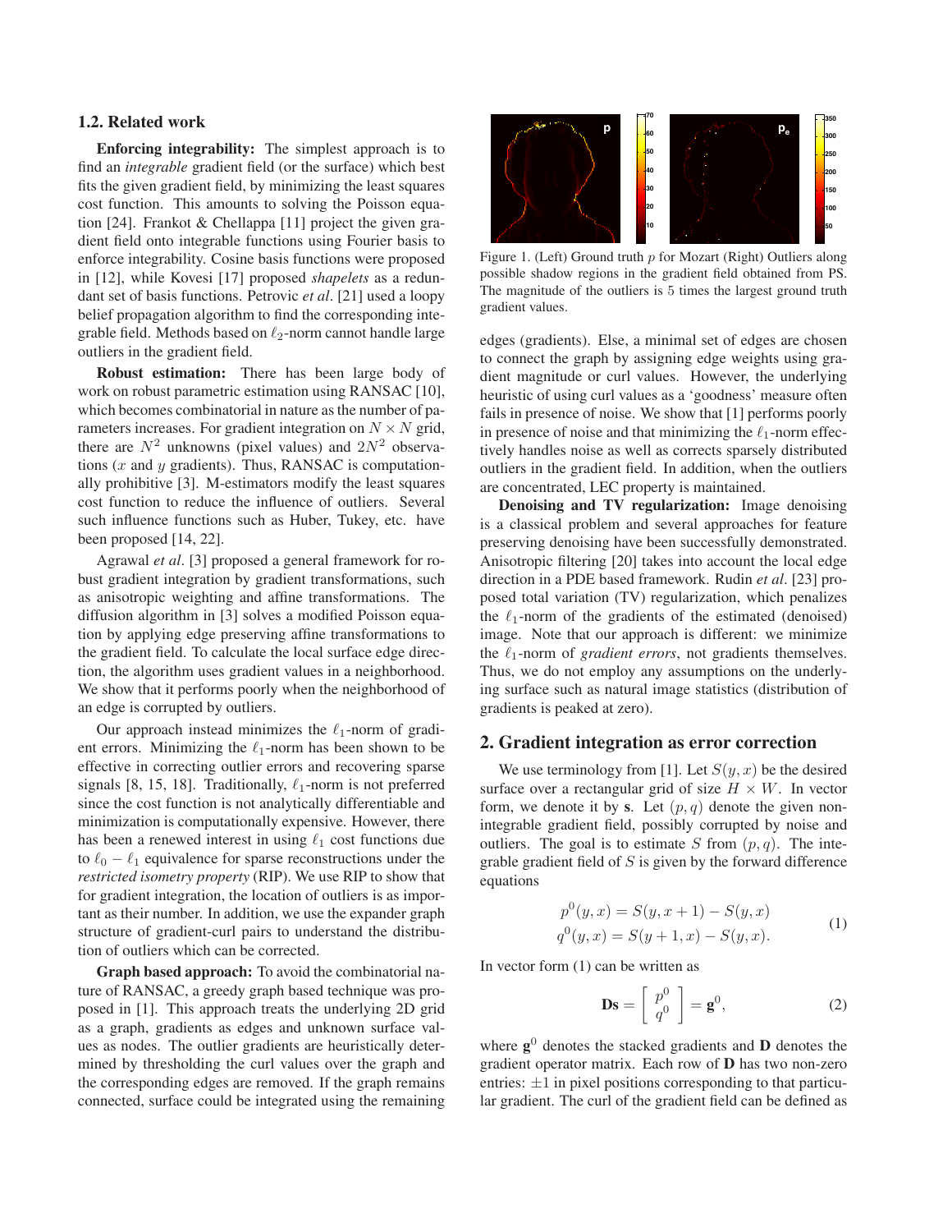### 1.2. Related work

**Enforcing integrability:** The simplest approach is to find an *integrable* gradient field (or the surface) which best fits the given gradient field, by minimizing the least squares cost function. This amounts to solving the Poisson equation [24]. Frankot & Chellappa [11] project the given gradient field onto integrable functions using Fourier basis to enforce integrability. Cosine basis functions were proposed in [12], while Kovesi [17] proposed *shapelets* as a redundant set of basis functions. Petrovic *et al*. [21] used a loopy belief propagation algorithm to find the corresponding integrable field. Methods based on $\ell_2$-norm cannot handle large outliers in the gradient field.

**Robust estimation:** There has been large body of work on robust parametric estimation using RANSAC [10], which becomes combinatorial in nature as the number of parameters increases. For gradient integration on $N \times N$ grid, there are $N^2$ unknowns (pixel values) and $2N^2$ observations ($x$ and $y$ gradients). Thus, RANSAC is computationally prohibitive [3]. M-estimators modify the least squares cost function to reduce the influence of outliers. Several such influence functions such as Huber, Tukey, etc. have been proposed [14, 22].

Agrawal *et al*. [3] proposed a general framework for robust gradient integration by gradient transformations, such as anisotropic weighting and affine transformations. The diffusion algorithm in [3] solves a modified Poisson equation by applying edge preserving affine transformations to the gradient field. To calculate the local surface edge direction, the algorithm uses gradient values in a neighborhood. We show that it performs poorly when the neighborhood of an edge is corrupted by outliers.

Our approach instead minimizes the $\ell_1$-norm of gradient errors. Minimizing the $\ell_1$-norm has been shown to be effective in correcting outlier errors and recovering sparse signals [8, 15, 18]. Traditionally, $\ell_1$-norm is not preferred since the cost function is not analytically differentiable and minimization is computationally expensive. However, there has been a renewed interest in using $\ell_1$ cost functions due to $\ell_0 - \ell_1$ equivalence for sparse reconstructions under the *restricted isometry property* (RIP). We use RIP to show that for gradient integration, the location of outliers is as important as their number. In addition, we use the expander graph structure of gradient-curl pairs to understand the distribution of outliers which can be corrected.

**Graph based approach:** To avoid the combinatorial nature of RANSAC, a greedy graph based technique was proposed in [1]. This approach treats the underlying 2D grid as a graph, gradients as edges and unknown surface values as nodes. The outlier gradients are heuristically determined by thresholding the curl values over the graph and the corresponding edges are removed. If the graph remains connected, surface could be integrated using the remaining edges (gradients). Else, a minimal set of edges are chosen to connect the graph by assigning edge weights using gradient magnitude or curl values. However, the underlying heuristic of using curl values as a 'goodness' measure often fails in presence of noise. We show that [1] performs poorly in presence of noise and that minimizing the $\ell_1$-norm effectively handles noise as well as corrects sparsely distributed outliers in the gradient field. In addition, when the outliers are concentrated, LEC property is maintained.

Figure 1. (Left) Ground truth $p$ for Mozart (Right) Outliers along possible shadow regions in the gradient field obtained from PS. The magnitude of the outliers is 5 times the largest ground truth gradient values.

**Denoising and TV regularization:** Image denoising is a classical problem and several approaches for feature preserving denoising have been successfully demonstrated. Anisotropic filtering [20] takes into account the local edge direction in a PDE based framework. Rudin *et al*. [23] proposed total variation (TV) regularization, which penalizes the $\ell_1$-norm of the gradients of the estimated (denoised) image. Note that our approach is different: we minimize the $\ell_1$-norm of *gradient errors*, not gradients themselves. Thus, we do not employ any assumptions on the underlying surface such as natural image statistics (distribution of gradients is peaked at zero).

## 2. Gradient integration as error correction

We use terminology from [1]. Let $S(y, x)$ be the desired surface over a rectangular grid of size $H \times W$. In vector form, we denote it by $\mathbf{s}$. Let $(p, q)$ denote the given non-integrable gradient field, possibly corrupted by noise and outliers. The goal is to estimate $S$ from $(p, q)$. The integrable gradient field of $S$ is given by the forward difference equations

$$
\begin{aligned}
p^0(y, x) &= S(y, x+1) - S(y, x) \\
q^0(y, x) &= S(y+1, x) - S(y, x).
\end{aligned}
\tag{1}
$$

In vector form (1) can be written as

$$
\mathbf{Ds} = \begin{bmatrix} p^0 \\ q^0 \end{bmatrix} = \mathbf{g}^0, \tag{2}
$$

where $\mathbf{g}^0$ denotes the stacked gradients and $\mathbf{D}$ denotes the gradient operator matrix. Each row of $\mathbf{D}$ has two non-zero entries: $\pm 1$ in pixel positions corresponding to that particular gradient. The curl of the gradient field can be defined as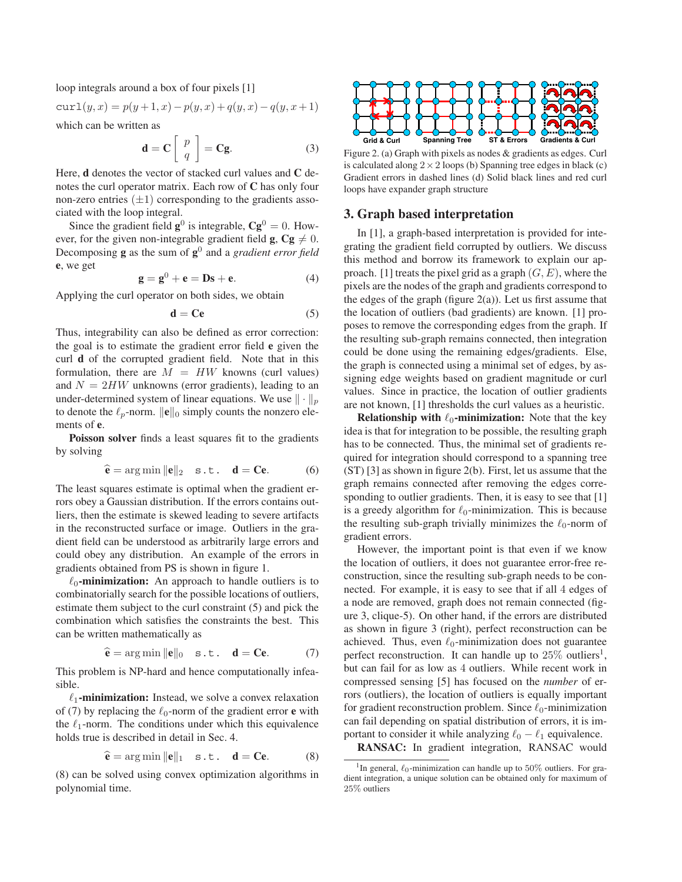loop integrals around a box of four pixels [1]

$$\texttt{curl}(y,x) = p(y+1,x) - p(y,x) + q(y,x) - q(y,x+1)$$

which can be written as

$$\mathbf{d} = \mathbf{C}\begin{bmatrix} p \\ q \end{bmatrix} = \mathbf{C}\mathbf{g}. \tag{3}$$

Here, $\mathbf{d}$ denotes the vector of stacked curl values and $\mathbf{C}$ denotes the curl operator matrix. Each row of $\mathbf{C}$ has only four non-zero entries ($\pm 1$) corresponding to the gradients associated with the loop integral.

Since the gradient field $\mathbf{g}^0$ is integrable, $\mathbf{C}\mathbf{g}^0 = 0$. However, for the given non-integrable gradient field $\mathbf{g}$, $\mathbf{C}\mathbf{g} \neq 0$. Decomposing $\mathbf{g}$ as the sum of $\mathbf{g}^0$ and a *gradient error field* $\mathbf{e}$, we get

$$\mathbf{g} = \mathbf{g}^0 + \mathbf{e} = \mathbf{D}\mathbf{s} + \mathbf{e}. \tag{4}$$

Applying the curl operator on both sides, we obtain

$$\mathbf{d} = \mathbf{C}\mathbf{e} \tag{5}$$

Thus, integrability can also be defined as error correction: the goal is to estimate the gradient error field $\mathbf{e}$ given the curl $\mathbf{d}$ of the corrupted gradient field. Note that in this formulation, there are $M = HW$ knowns (curl values) and $N = 2HW$ unknowns (error gradients), leading to an under-determined system of linear equations. We use $\|\cdot\|_p$ to denote the $\ell_p$-norm. $\|\mathbf{e}\|_0$ simply counts the nonzero elements of $\mathbf{e}$.

**Poisson solver** finds a least squares fit to the gradients by solving

$$\widehat{\mathbf{e}} = \arg\min \|\mathbf{e}\|_2 \quad \texttt{s.t.} \quad \mathbf{d} = \mathbf{C}\mathbf{e}. \tag{6}$$

The least squares estimate is optimal when the gradient errors obey a Gaussian distribution. If the errors contains outliers, then the estimate is skewed leading to severe artifacts in the reconstructed surface or image. Outliers in the gradient field can be understood as arbitrarily large errors and could obey any distribution. An example of the errors in gradients obtained from PS is shown in figure 1.

**$\ell_0$-minimization:** An approach to handle outliers is to combinatorially search for the possible locations of outliers, estimate them subject to the curl constraint (5) and pick the combination which satisfies the constraints the best. This can be written mathematically as

$$\widehat{\mathbf{e}} = \arg\min \|\mathbf{e}\|_0 \quad \texttt{s.t.} \quad \mathbf{d} = \mathbf{C}\mathbf{e}. \tag{7}$$

This problem is NP-hard and hence computationally infeasible.

**$\ell_1$-minimization:** Instead, we solve a convex relaxation of (7) by replacing the $\ell_0$-norm of the gradient error $\mathbf{e}$ with the $\ell_1$-norm. The conditions under which this equivalence holds true is described in detail in Sec. 4.

$$\widehat{\mathbf{e}} = \arg\min \|\mathbf{e}\|_1 \quad \texttt{s.t.} \quad \mathbf{d} = \mathbf{C}\mathbf{e}. \tag{8}$$

(8) can be solved using convex optimization algorithms in polynomial time.

Grid & Curl | Spanning Tree | ST & Errors | Gradients & Curl

Figure 2. (a) Graph with pixels as nodes & gradients as edges. Curl is calculated along $2 \times 2$ loops (b) Spanning tree edges in black (c) Gradient errors in dashed lines (d) Solid black lines and red curl loops have expander graph structure

## 3. Graph based interpretation

In [1], a graph-based interpretation is provided for integrating the gradient field corrupted by outliers. We discuss this method and borrow its framework to explain our approach. [1] treats the pixel grid as a graph $(G, E)$, where the pixels are the nodes of the graph and gradients correspond to the edges of the graph (figure 2(a)). Let us first assume that the location of outliers (bad gradients) are known. [1] proposes to remove the corresponding edges from the graph. If the resulting sub-graph remains connected, then integration could be done using the remaining edges/gradients. Else, the graph is connected using a minimal set of edges, by assigning edge weights based on gradient magnitude or curl values. Since in practice, the location of outlier gradients are not known, [1] thresholds the curl values as a heuristic.

**Relationship with $\ell_0$-minimization:** Note that the key idea is that for integration to be possible, the resulting graph has to be connected. Thus, the minimal set of gradients required for integration should correspond to a spanning tree (ST) [3] as shown in figure 2(b). First, let us assume that the graph remains connected after removing the edges corresponding to outlier gradients. Then, it is easy to see that [1] is a greedy algorithm for $\ell_0$-minimization. This is because the resulting sub-graph trivially minimizes the $\ell_0$-norm of gradient errors.

However, the important point is that even if we know the location of outliers, it does not guarantee error-free reconstruction, since the resulting sub-graph needs to be connected. For example, it is easy to see that if all 4 edges of a node are removed, graph does not remain connected (figure 3, clique-5). On other hand, if the errors are distributed as shown in figure 3 (right), perfect reconstruction can be achieved. Thus, even $\ell_0$-minimization does not guarantee perfect reconstruction. It can handle up to $25\%$ outliers[1], but can fail for as low as 4 outliers. While recent work in compressed sensing [5] has focused on the *number* of errors (outliers), the location of outliers is equally important for gradient reconstruction problem. Since $\ell_0$-minimization can fail depending on spatial distribution of errors, it is important to consider it while analyzing $\ell_0 - \ell_1$ equivalence.

**RANSAC:** In gradient integration, RANSAC would

[1] In general, $\ell_0$-minimization can handle up to $50\%$ outliers. For gradient integration, a unique solution can be obtained only for maximum of $25\%$ outliers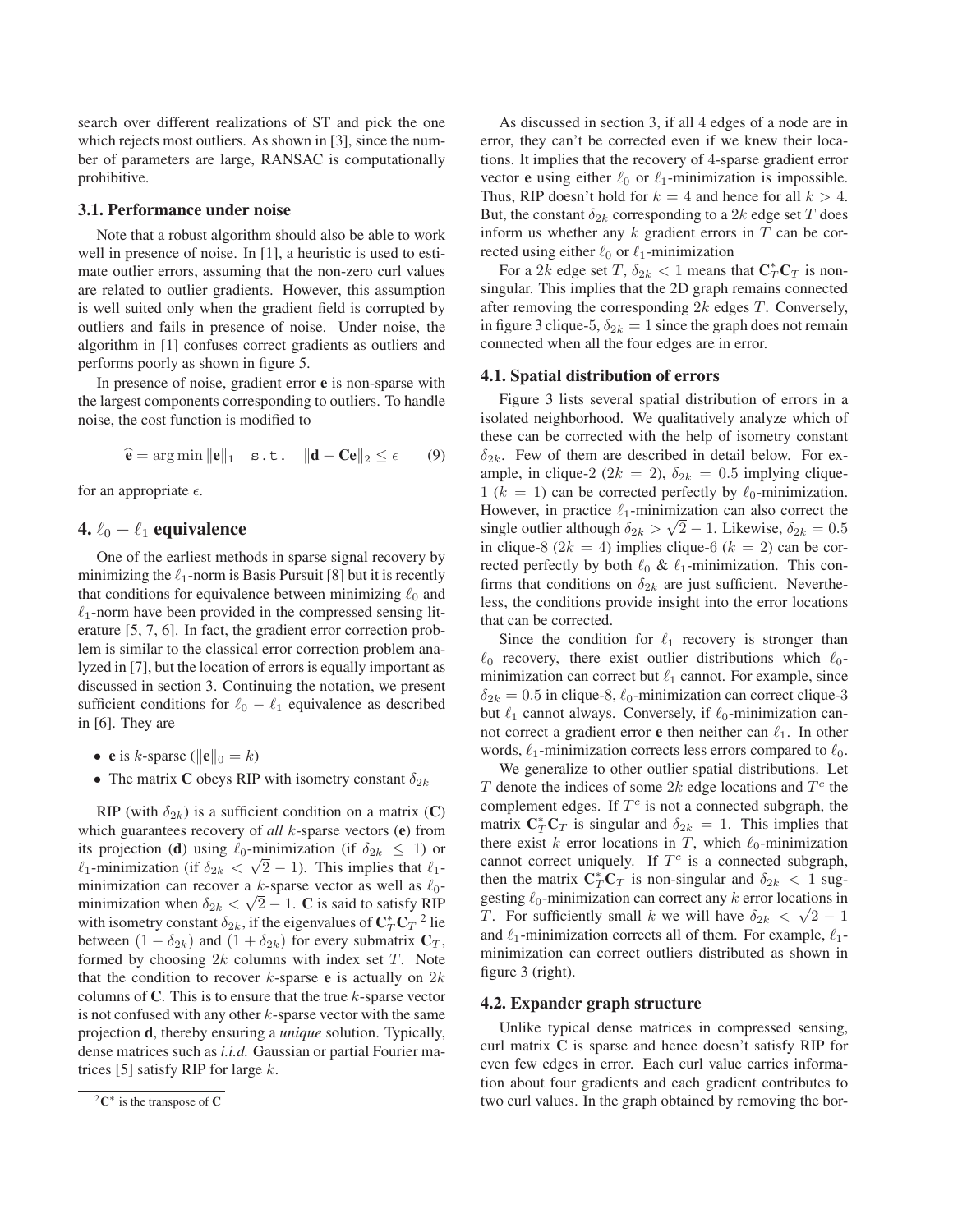search over different realizations of ST and pick the one which rejects most outliers. As shown in [3], since the number of parameters are large, RANSAC is computationally prohibitive.

### 3.1. Performance under noise

Note that a robust algorithm should also be able to work well in presence of noise. In [1], a heuristic is used to estimate outlier errors, assuming that the non-zero curl values are related to outlier gradients. However, this assumption is well suited only when the gradient field is corrupted by outliers and fails in presence of noise. Under noise, the algorithm in [1] confuses correct gradients as outliers and performs poorly as shown in figure 5.

In presence of noise, gradient error $\mathbf{e}$ is non-sparse with the largest components corresponding to outliers. To handle noise, the cost function is modified to

$$\widehat{\mathbf{e}} = \arg\min \|\mathbf{e}\|_1 \quad \texttt{s.t.} \quad \|\mathbf{d} - \mathbf{C}\mathbf{e}\|_2 \le \epsilon \tag{9}$$

for an appropriate $\epsilon$.

## 4. $\ell_0 - \ell_1$ equivalence

One of the earliest methods in sparse signal recovery by minimizing the $\ell_1$-norm is Basis Pursuit [8] but it is recently that conditions for equivalence between minimizing $\ell_0$ and $\ell_1$-norm have been provided in the compressed sensing literature [5, 7, 6]. In fact, the gradient error correction problem is similar to the classical error correction problem analyzed in [7], but the location of errors is equally important as discussed in section 3. Continuing the notation, we present sufficient conditions for $\ell_0 - \ell_1$ equivalence as described in [6]. They are

- $\mathbf{e}$ is $k$-sparse ($\|\mathbf{e}\|_0 = k$)
- The matrix $\mathbf{C}$ obeys RIP with isometry constant $\delta_{2k}$

RIP (with $\delta_{2k}$) is a sufficient condition on a matrix ($\mathbf{C}$) which guarantees recovery of *all* $k$-sparse vectors ($\mathbf{e}$) from its projection ($\mathbf{d}$) using $\ell_0$-minimization (if $\delta_{2k} \le 1$) or $\ell_1$-minimization (if $\delta_{2k} < \sqrt{2} - 1$). This implies that $\ell_1$-minimization can recover a $k$-sparse vector as well as $\ell_0$-minimization when $\delta_{2k} < \sqrt{2} - 1$. $\mathbf{C}$ is said to satisfy RIP with isometry constant $\delta_{2k}$, if the eigenvalues of $\mathbf{C}_T^* \mathbf{C}_T$ [2] lie between $(1 - \delta_{2k})$ and $(1 + \delta_{2k})$ for every submatrix $\mathbf{C}_T$, formed by choosing $2k$ columns with index set $T$. Note that the condition to recover $k$-sparse $\mathbf{e}$ is actually on $2k$ columns of $\mathbf{C}$. This is to ensure that the true $k$-sparse vector is not confused with any other $k$-sparse vector with the same projection $\mathbf{d}$, thereby ensuring a *unique* solution. Typically, dense matrices such as *i.i.d.* Gaussian or partial Fourier matrices [5] satisfy RIP for large $k$.

[2] $\mathbf{C}^*$ is the transpose of $\mathbf{C}$

As discussed in section 3, if all 4 edges of a node are in error, they can't be corrected even if we knew their locations. It implies that the recovery of 4-sparse gradient error vector $\mathbf{e}$ using either $\ell_0$ or $\ell_1$-minimization is impossible. Thus, RIP doesn't hold for $k = 4$ and hence for all $k > 4$. But, the constant $\delta_{2k}$ corresponding to a $2k$ edge set $T$ does inform us whether any $k$ gradient errors in $T$ can be corrected using either $\ell_0$ or $\ell_1$-minimization

For a $2k$ edge set $T$, $\delta_{2k} < 1$ means that $\mathbf{C}_T^* \mathbf{C}_T$ is nonsingular. This implies that the 2D graph remains connected after removing the corresponding $2k$ edges $T$. Conversely, in figure 3 clique-5, $\delta_{2k} = 1$ since the graph does not remain connected when all the four edges are in error.

### 4.1. Spatial distribution of errors

Figure 3 lists several spatial distribution of errors in a isolated neighborhood. We qualitatively analyze which of these can be corrected with the help of isometry constant $\delta_{2k}$. Few of them are described in detail below. For example, in clique-2 ($2k = 2$), $\delta_{2k} = 0.5$ implying clique-1 ($k = 1$) can be corrected perfectly by $\ell_0$-minimization. However, in practice $\ell_1$-minimization can also correct the single outlier although $\delta_{2k} > \sqrt{2} - 1$. Likewise, $\delta_{2k} = 0.5$ in clique-8 ($2k = 4$) implies clique-6 ($k = 2$) can be corrected perfectly by both $\ell_0$ & $\ell_1$-minimization. This confirms that conditions on $\delta_{2k}$ are just sufficient. Nevertheless, the conditions provide insight into the error locations that can be corrected.

Since the condition for $\ell_1$ recovery is stronger than $\ell_0$ recovery, there exist outlier distributions which $\ell_0$-minimization can correct but $\ell_1$ cannot. For example, since $\delta_{2k} = 0.5$ in clique-8, $\ell_0$-minimization can correct clique-3 but $\ell_1$ cannot always. Conversely, if $\ell_0$-minimization cannot correct a gradient error $\mathbf{e}$ then neither can $\ell_1$. In other words, $\ell_1$-minimization corrects less errors compared to $\ell_0$.

We generalize to other outlier spatial distributions. Let $T$ denote the indices of some $2k$ edge locations and $T^c$ the complement edges. If $T^c$ is not a connected subgraph, the matrix $\mathbf{C}_T^* \mathbf{C}_T$ is singular and $\delta_{2k} = 1$. This implies that there exist $k$ error locations in $T$, which $\ell_0$-minimization cannot correct uniquely. If $T^c$ is a connected subgraph, then the matrix $\mathbf{C}_T^* \mathbf{C}_T$ is non-singular and $\delta_{2k} < 1$ suggesting $\ell_0$-minimization can correct any $k$ error locations in $T$. For sufficiently small $k$ we will have $\delta_{2k} < \sqrt{2} - 1$ and $\ell_1$-minimization corrects all of them. For example, $\ell_1$-minimization can correct outliers distributed as shown in figure 3 (right).

### 4.2. Expander graph structure

Unlike typical dense matrices in compressed sensing, curl matrix $\mathbf{C}$ is sparse and hence doesn't satisfy RIP for even few edges in error. Each curl value carries information about four gradients and each gradient contributes to two curl values. In the graph obtained by removing the bor-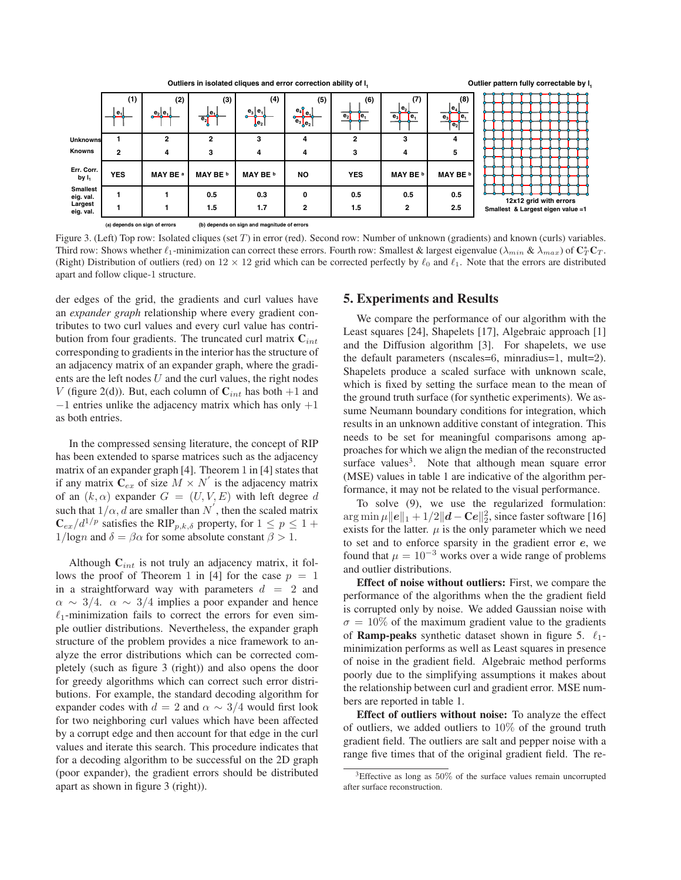**Outliers in isolated cliques and error correction ability of $l_1$** — **Outlier pattern fully correctable by $l_1$**

|  | (1) | (2) | (3) | (4) | (5) | (6) | (7) | (8) |
|---|---|---|---|---|---|---|---|---|
| Unknowns | 1 | 2 | 2 | 3 | 4 | 2 | 3 | 4 |
| Knowns | 2 | 4 | 3 | 4 | 4 | 3 | 4 | 5 |
| Err. Corr. by $l_1$ | YES | MAY BE [a] | MAY BE [b] | MAY BE [b] | NO | YES | MAY BE [b] | MAY BE [b] |
| Smallest eig. val. | 1 | 1 | 0.5 | 0.3 | 0 | 0.5 | 0.5 | 0.5 |
| Largest eig. val. | 1 | 1 | 1.5 | 1.7 | 2 | 1.5 | 2 | 2.5 |

(a) depends on sign of errors (b) depends on sign and magnitude of errors

12x12 grid with errors
Smallest & Largest eigen value =1

Figure 3. (Left) Top row: Isolated cliques (set $T$) in error (red). Second row: Number of unknown (gradients) and known (curls) variables. Third row: Shows whether $\ell_1$-minimization can correct these errors. Fourth row: Smallest & largest eigenvalue ($\lambda_{min}$ & $\lambda_{max}$) of $\mathbf{C}_T^* \mathbf{C}_T$. (Right) Distribution of outliers (red) on $12 \times 12$ grid which can be corrected perfectly by $\ell_0$ and $\ell_1$. Note that the errors are distributed apart and follow clique-1 structure.

der edges of the grid, the gradients and curl values have an *expander graph* relationship where every gradient contributes to two curl values and every curl value has contribution from four gradients. The truncated curl matrix $\mathbf{C}_{int}$ corresponding to gradients in the interior has the structure of an adjacency matrix of an expander graph, where the gradients are the left nodes $U$ and the curl values, the right nodes $V$ (figure 2(d)). But, each column of $\mathbf{C}_{int}$ has both $+1$ and $-1$ entries unlike the adjacency matrix which has only $+1$ as both entries.

In the compressed sensing literature, the concept of RIP has been extended to sparse matrices such as the adjacency matrix of an expander graph [4]. Theorem 1 in [4] states that if any matrix $\mathbf{C}_{ex}$ of size $M \times N'$ is the adjacency matrix of an $(k, \alpha)$ expander $G = (U, V, E)$ with left degree $d$ such that $1/\alpha, d$ are smaller than $N'$, then the scaled matrix $\mathbf{C}_{ex}/d^{1/p}$ satisfies the $\text{RIP}_{p,k,\delta}$ property, for $1 \leq p \leq 1 + 1/\log n$ and $\delta = \beta\alpha$ for some absolute constant $\beta > 1$.

Although $\mathbf{C}_{int}$ is not truly an adjacency matrix, it follows the proof of Theorem 1 in [4] for the case $p = 1$ in a straightforward way with parameters $d = 2$ and $\alpha \sim 3/4$. $\alpha \sim 3/4$ implies a poor expander and hence $\ell_1$-minimization fails to correct the errors for even simple outlier distributions. Nevertheless, the expander graph structure of the problem provides a nice framework to analyze the error distributions which can be corrected completely (such as figure 3 (right)) and also opens the door for greedy algorithms which can correct such error distributions. For example, the standard decoding algorithm for expander codes with $d = 2$ and $\alpha \sim 3/4$ would first look for two neighboring curl values which have been affected by a corrupt edge and then account for that edge in the curl values and iterate this search. This procedure indicates that for a decoding algorithm to be successful on the 2D graph (poor expander), the gradient errors should be distributed apart as shown in figure 3 (right)).

## 5. Experiments and Results

We compare the performance of our algorithm with the Least squares [24], Shapelets [17], Algebraic approach [1] and the Diffusion algorithm [3]. For shapelets, we use the default parameters (nscales=6, minradius=1, mult=2). Shapelets produce a scaled surface with unknown scale, which is fixed by setting the surface mean to the mean of the ground truth surface (for synthetic experiments). We assume Neumann boundary conditions for integration, which results in an unknown additive constant of integration. This needs to be set for meaningful comparisons among approaches for which we align the median of the reconstructed surface values[3]. Note that although mean square error (MSE) values in table 1 are indicative of the algorithm performance, it may not be related to the visual performance.

To solve (9), we use the regularized formulation: $\arg\min \mu\|\boldsymbol{e}\|_1 + 1/2\|\boldsymbol{d} - \mathbf{C}\boldsymbol{e}\|_2^2$, since faster software [16] exists for the latter. $\mu$ is the only parameter which we need to set and to enforce sparsity in the gradient error $\boldsymbol{e}$, we found that $\mu = 10^{-3}$ works over a wide range of problems and outlier distributions.

**Effect of noise without outliers:** First, we compare the performance of the algorithms when the the gradient field is corrupted only by noise. We added Gaussian noise with $\sigma = 10\%$ of the maximum gradient value to the gradients of **Ramp-peaks** synthetic dataset shown in figure 5. $\ell_1$-minimization performs as well as Least squares in presence of noise in the gradient field. Algebraic method performs poorly due to the simplifying assumptions it makes about the relationship between curl and gradient error. MSE numbers are reported in table 1.

**Effect of outliers without noise:** To analyze the effect of outliers, we added outliers to $10\%$ of the ground truth gradient field. The outliers are salt and pepper noise with a range five times that of the original gradient field. The re-

[3] Effective as long as $50\%$ of the surface values remain uncorrupted after surface reconstruction.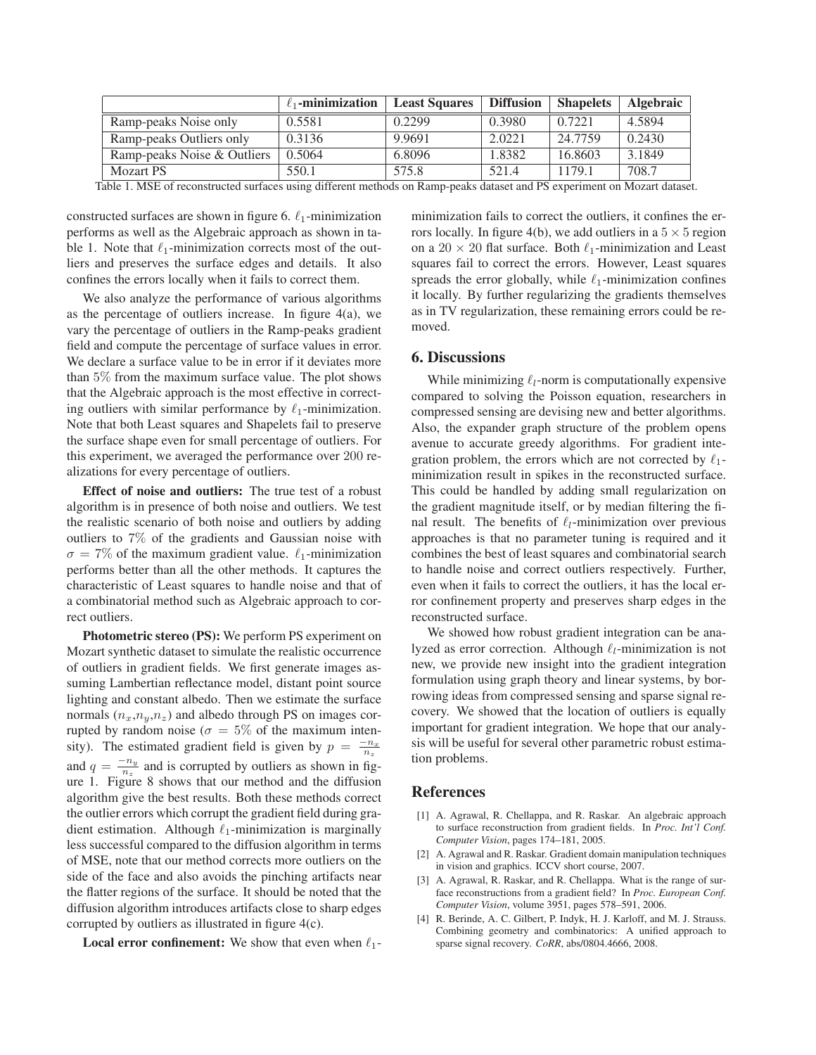| | $\ell_1$-minimization | Least Squares | Diffusion | Shapelets | Algebraic |
|---|---|---|---|---|---|
| Ramp-peaks Noise only | 0.5581 | 0.2299 | 0.3980 | 0.7221 | 4.5894 |
| Ramp-peaks Outliers only | 0.3136 | 9.9691 | 2.0221 | 24.7759 | 0.2430 |
| Ramp-peaks Noise & Outliers | 0.5064 | 6.8096 | 1.8382 | 16.8603 | 3.1849 |
| Mozart PS | 550.1 | 575.8 | 521.4 | 1179.1 | 708.7 |

Table 1. MSE of reconstructed surfaces using different methods on Ramp-peaks dataset and PS experiment on Mozart dataset.

constructed surfaces are shown in figure 6. $\ell_1$-minimization performs as well as the Algebraic approach as shown in table 1. Note that $\ell_1$-minimization corrects most of the outliers and preserves the surface edges and details. It also confines the errors locally when it fails to correct them.

We also analyze the performance of various algorithms as the percentage of outliers increase. In figure 4(a), we vary the percentage of outliers in the Ramp-peaks gradient field and compute the percentage of surface values in error. We declare a surface value to be in error if it deviates more than $5\%$ from the maximum surface value. The plot shows that the Algebraic approach is the most effective in correcting outliers with similar performance by $\ell_1$-minimization. Note that both Least squares and Shapelets fail to preserve the surface shape even for small percentage of outliers. For this experiment, we averaged the performance over 200 realizations for every percentage of outliers.

**Effect of noise and outliers:** The true test of a robust algorithm is in presence of both noise and outliers. We test the realistic scenario of both noise and outliers by adding outliers to $7\%$ of the gradients and Gaussian noise with $\sigma = 7\%$ of the maximum gradient value. $\ell_1$-minimization performs better than all the other methods. It captures the characteristic of Least squares to handle noise and that of a combinatorial method such as Algebraic approach to correct outliers.

**Photometric stereo (PS):** We perform PS experiment on Mozart synthetic dataset to simulate the realistic occurrence of outliers in gradient fields. We first generate images assuming Lambertian reflectance model, distant point source lighting and constant albedo. Then we estimate the surface normals $(n_x,n_y,n_z)$ and albedo through PS on images corrupted by random noise ($\sigma = 5\%$ of the maximum intensity). The estimated gradient field is given by $p = \frac{-n_x}{n_z}$ and $q = \frac{-n_y}{n_z}$ and is corrupted by outliers as shown in figure 1. Figure 8 shows that our method and the diffusion algorithm give the best results. Both these methods correct the outlier errors which corrupt the gradient field during gradient estimation. Although $\ell_1$-minimization is marginally less successful compared to the diffusion algorithm in terms of MSE, note that our method corrects more outliers on the side of the face and also avoids the pinching artifacts near the flatter regions of the surface. It should be noted that the diffusion algorithm introduces artifacts close to sharp edges corrupted by outliers as illustrated in figure 4(c).

**Local error confinement:** We show that even when $\ell_1$-minimization fails to correct the outliers, it confines the errors locally. In figure 4(b), we add outliers in a $5 \times 5$ region on a $20 \times 20$ flat surface. Both $\ell_1$-minimization and Least squares fail to correct the errors. However, Least squares spreads the error globally, while $\ell_1$-minimization confines it locally. By further regularizing the gradients themselves as in TV regularization, these remaining errors could be removed.

## 6. Discussions

While minimizing $\ell_l$-norm is computationally expensive compared to solving the Poisson equation, researchers in compressed sensing are devising new and better algorithms. Also, the expander graph structure of the problem opens avenue to accurate greedy algorithms. For gradient integration problem, the errors which are not corrected by $\ell_1$-minimization result in spikes in the reconstructed surface. This could be handled by adding small regularization on the gradient magnitude itself, or by median filtering the final result. The benefits of $\ell_l$-minimization over previous approaches is that no parameter tuning is required and it combines the best of least squares and combinatorial search to handle noise and correct outliers respectively. Further, even when it fails to correct the outliers, it has the local error confinement property and preserves sharp edges in the reconstructed surface.

We showed how robust gradient integration can be analyzed as error correction. Although $\ell_l$-minimization is not new, we provide new insight into the gradient integration formulation using graph theory and linear systems, by borrowing ideas from compressed sensing and sparse signal recovery. We showed that the location of outliers is equally important for gradient integration. We hope that our analysis will be useful for several other parametric robust estimation problems.

## References

[1] A. Agrawal, R. Chellappa, and R. Raskar. An algebraic approach to surface reconstruction from gradient fields. In *Proc. Int'l Conf. Computer Vision*, pages 174–181, 2005.

[2] A. Agrawal and R. Raskar. Gradient domain manipulation techniques in vision and graphics. ICCV short course, 2007.

[3] A. Agrawal, R. Raskar, and R. Chellappa. What is the range of surface reconstructions from a gradient field? In *Proc. European Conf. Computer Vision*, volume 3951, pages 578–591, 2006.

[4] R. Berinde, A. C. Gilbert, P. Indyk, H. J. Karloff, and M. J. Strauss. Combining geometry and combinatorics: A unified approach to sparse signal recovery. *CoRR*, abs/0804.4666, 2008.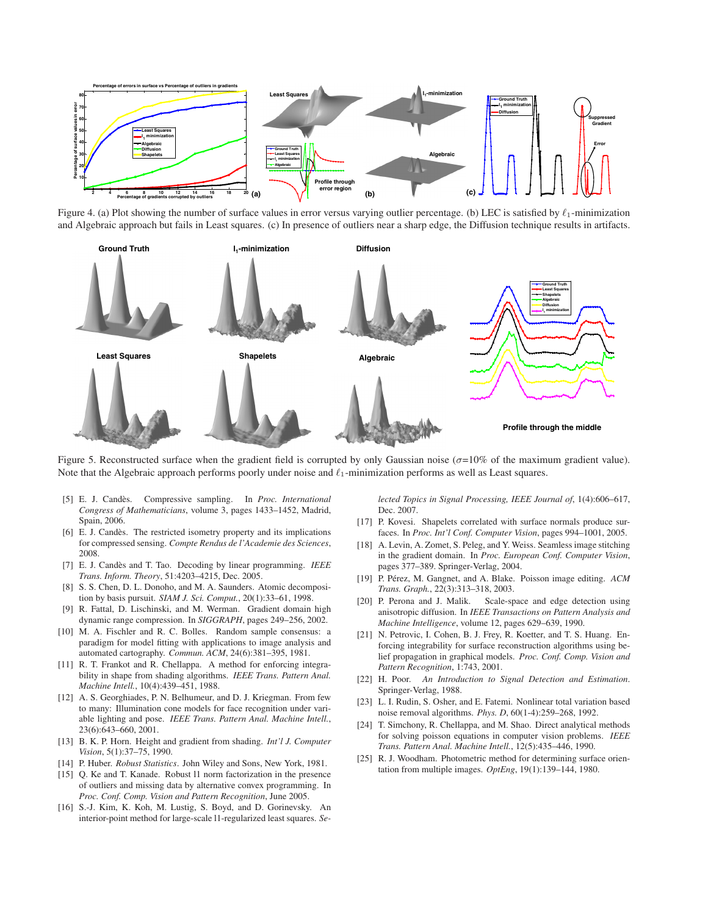Figure 4. (a) Plot showing the number of surface values in error versus varying outlier percentage. (b) LEC is satisfied by $\ell_1$-minimization and Algebraic approach but fails in Least squares. (c) In presence of outliers near a sharp edge, the Diffusion technique results in artifacts.

Figure 5. Reconstructed surface when the gradient field is corrupted by only Gaussian noise ($\sigma$=10% of the maximum gradient value). Note that the Algebraic approach performs poorly under noise and $\ell_1$-minimization performs as well as Least squares.

[5] E. J. Candès. Compressive sampling. In *Proc. International Congress of Mathematicians*, volume 3, pages 1433–1452, Madrid, Spain, 2006.

[6] E. J. Candès. The restricted isometry property and its implications for compressed sensing. *Compte Rendus de l'Academie des Sciences*, 2008.

[7] E. J. Candès and T. Tao. Decoding by linear programming. *IEEE Trans. Inform. Theory*, 51:4203–4215, Dec. 2005.

[8] S. S. Chen, D. L. Donoho, and M. A. Saunders. Atomic decomposition by basis pursuit. *SIAM J. Sci. Comput.*, 20(1):33–61, 1998.

[9] R. Fattal, D. Lischinski, and M. Werman. Gradient domain high dynamic range compression. In *SIGGRAPH*, pages 249–256, 2002.

[10] M. A. Fischler and R. C. Bolles. Random sample consensus: a paradigm for model fitting with applications to image analysis and automated cartography. *Commun. ACM*, 24(6):381–395, 1981.

[11] R. T. Frankot and R. Chellappa. A method for enforcing integrability in shape from shading algorithms. *IEEE Trans. Pattern Anal. Machine Intell.*, 10(4):439–451, 1988.

[12] A. S. Georghiades, P. N. Belhumeur, and D. J. Kriegman. From few to many: Illumination cone models for face recognition under variable lighting and pose. *IEEE Trans. Pattern Anal. Machine Intell.*, 23(6):643–660, 2001.

[13] B. K. P. Horn. Height and gradient from shading. *Int'l J. Computer Vision*, 5(1):37–75, 1990.

[14] P. Huber. *Robust Statistics*. John Wiley and Sons, New York, 1981.

[15] Q. Ke and T. Kanade. Robust l1 norm factorization in the presence of outliers and missing data by alternative convex programming. In *Proc. Conf. Comp. Vision and Pattern Recognition*, June 2005.

[16] S.-J. Kim, K. Koh, M. Lustig, S. Boyd, and D. Gorinevsky. An interior-point method for large-scale l1-regularized least squares. *Selected Topics in Signal Processing, IEEE Journal of*, 1(4):606–617, Dec. 2007.

[17] P. Kovesi. Shapelets correlated with surface normals produce surfaces. In *Proc. Int'l Conf. Computer Vision*, pages 994–1001, 2005.

[18] A. Levin, A. Zomet, S. Peleg, and Y. Weiss. Seamless image stitching in the gradient domain. In *Proc. European Conf. Computer Vision*, pages 377–389. Springer-Verlag, 2004.

[19] P. Pérez, M. Gangnet, and A. Blake. Poisson image editing. *ACM Trans. Graph.*, 22(3):313–318, 2003.

[20] P. Perona and J. Malik. Scale-space and edge detection using anisotropic diffusion. In *IEEE Transactions on Pattern Analysis and Machine Intelligence*, volume 12, pages 629–639, 1990.

[21] N. Petrovic, I. Cohen, B. J. Frey, R. Koetter, and T. S. Huang. Enforcing integrability for surface reconstruction algorithms using belief propagation in graphical models. *Proc. Conf. Comp. Vision and Pattern Recognition*, 1:743, 2001.

[22] H. Poor. *An Introduction to Signal Detection and Estimation*. Springer-Verlag, 1988.

[23] L. I. Rudin, S. Osher, and E. Fatemi. Nonlinear total variation based noise removal algorithms. *Phys. D*, 60(1-4):259–268, 1992.

[24] T. Simchony, R. Chellappa, and M. Shao. Direct analytical methods for solving poisson equations in computer vision problems. *IEEE Trans. Pattern Anal. Machine Intell.*, 12(5):435–446, 1990.

[25] R. J. Woodham. Photometric method for determining surface orientation from multiple images. *OptEng*, 19(1):139–144, 1980.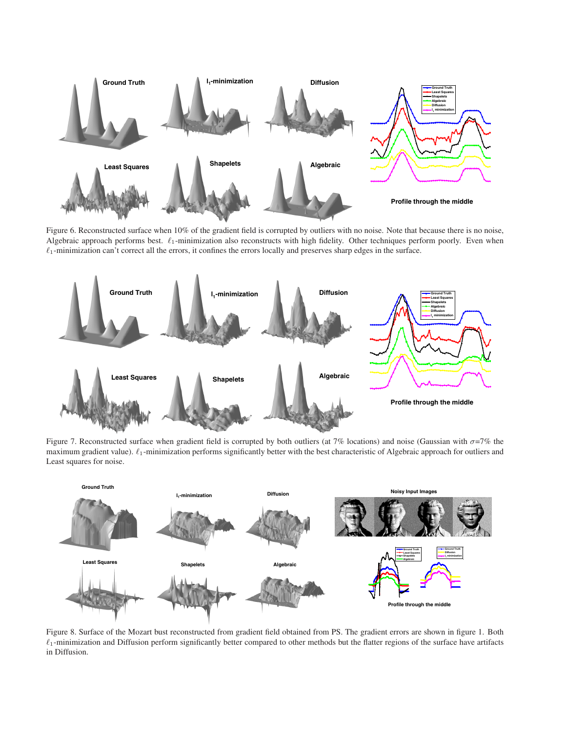Ground Truth

l1-minimization

Diffusion

Least Squares

Shapelets

Algebraic

Ground Truth
Least Squares
Shapelets
Algebraic
Diffusion
l1 minimization

Profile through the middle

Figure 6. Reconstructed surface when 10% of the gradient field is corrupted by outliers with no noise. Note that because there is no noise, Algebraic approach performs best. $\ell_1$-minimization also reconstructs with high fidelity. Other techniques perform poorly. Even when $\ell_1$-minimization can't correct all the errors, it confines the errors locally and preserves sharp edges in the surface.

Ground Truth

l1-minimization

Diffusion

Least Squares

Shapelets

Algebraic

Ground Truth
Least Squares
Shapelets
Algebraic
Diffusion
l1 minimization

Profile through the middle

Figure 7. Reconstructed surface when gradient field is corrupted by both outliers (at 7% locations) and noise (Gaussian with $\sigma$=7% the maximum gradient value). $\ell_1$-minimization performs significantly better with the best characteristic of Algebraic approach for outliers and Least squares for noise.

Ground Truth

l1-minimization

Diffusion

Noisy Input Images

Least Squares

Shapelets

Algebraic

Ground Truth
Least Squares
Shapelets
Algebraic

Ground Truth
Diffusion
l1 minimization

Profile through the middle

Figure 8. Surface of the Mozart bust reconstructed from gradient field obtained from PS. The gradient errors are shown in figure 1. Both $\ell_1$-minimization and Diffusion perform significantly better compared to other methods but the flatter regions of the surface have artifacts in Diffusion.